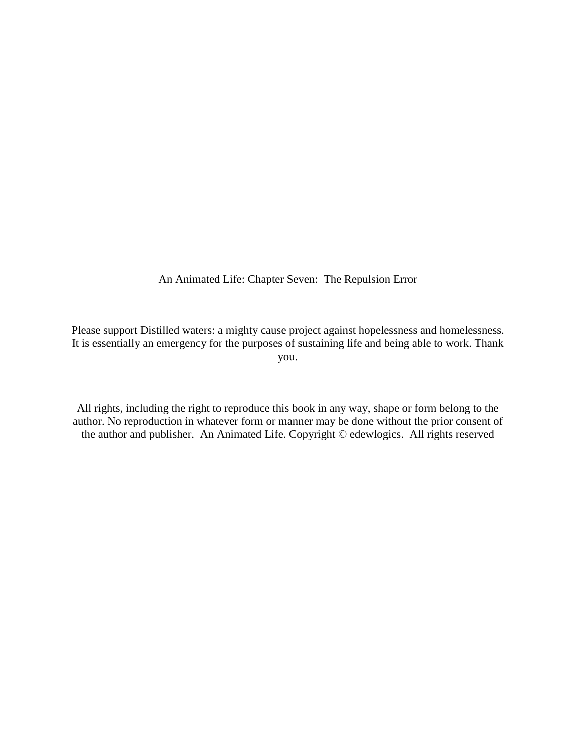# An Animated Life: Chapter Seven: The Repulsion Error

Please support Distilled waters: a mighty cause project against hopelessness and homelessness. It is essentially an emergency for the purposes of sustaining life and being able to work. Thank you.

All rights, including the right to reproduce this book in any way, shape or form belong to the author. No reproduction in whatever form or manner may be done without the prior consent of the author and publisher. An Animated Life. Copyright © edewlogics. All rights reserved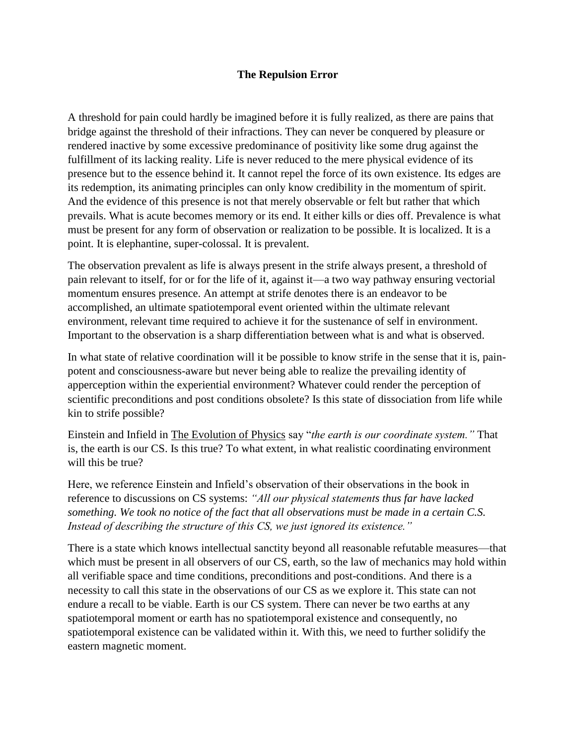**The Repulsion Error**

A threshold for pain could hardly be imagined before it is fully realized, as there are pains that bridge against the threshold of their infractions. They can never be conquered by pleasure or rendered inactive by some excessive predominance of positivity like some drug against the fulfillment of its lacking reality. Life is never reduced to the mere physical evidence of its presence but to the essence behind it. It cannot repel the force of its own existence. Its edges are its redemption, its animating principles can only know credibility in the momentum of spirit. And the evidence of this presence is not that merely observable or felt but rather that which prevails. What is acute becomes memory or its end. It either kills or dies off. Prevalence is what must be present for any form of observation or realization to be possible. It is localized. It is a point. It is elephantine, super-colossal. It is prevalent.

The observation prevalent as life is always present in the strife always present, a threshold of pain relevant to itself, for or for the life of it, against it—a two way pathway ensuring vectorial momentum ensures presence. An attempt at strife denotes there is an endeavor to be accomplished, an ultimate spatiotemporal event oriented within the ultimate relevant environment, relevant time required to achieve it for the sustenance of self in environment. Important to the observation is a sharp differentiation between what is and what is observed.

In what state of relative coordination will it be possible to know strife in the sense that it is, pain-potent and consciousness-aware but never being able to realize the prevailing identity of apperception within the experiential environment? Whatever could render the perception of scientific preconditions and post conditions obsolete? Is this state of dissociation from life while kin to strife possible?

Einstein and Infield in The Evolution of Physics say "*the earth is our coordinate system.*" That is, the earth is our CS. Is this true? To what extent, in what realistic coordinating environment will this be true?

Here, we reference Einstein and Infield's observation of their observations in the book in reference to discussions on CS systems: *"All our physical statements thus far have lacked something. We took no notice of the fact that all observations must be made in a certain C.S. Instead of describing the structure of this CS, we just ignored its existence."*

There is a state which knows intellectual sanctity beyond all reasonable refutable measures—that which must be present in all observers of our CS, earth, so the law of mechanics may hold within all verifiable space and time conditions, preconditions and post-conditions. And there is a necessity to call this state in the observations of our CS as we explore it. This state can not endure a recall to be viable. Earth is our CS system. There can never be two earths at any spatiotemporal moment or earth has no spatiotemporal existence and consequently, no spatiotemporal existence can be validated within it. With this, we need to further solidify the eastern magnetic moment.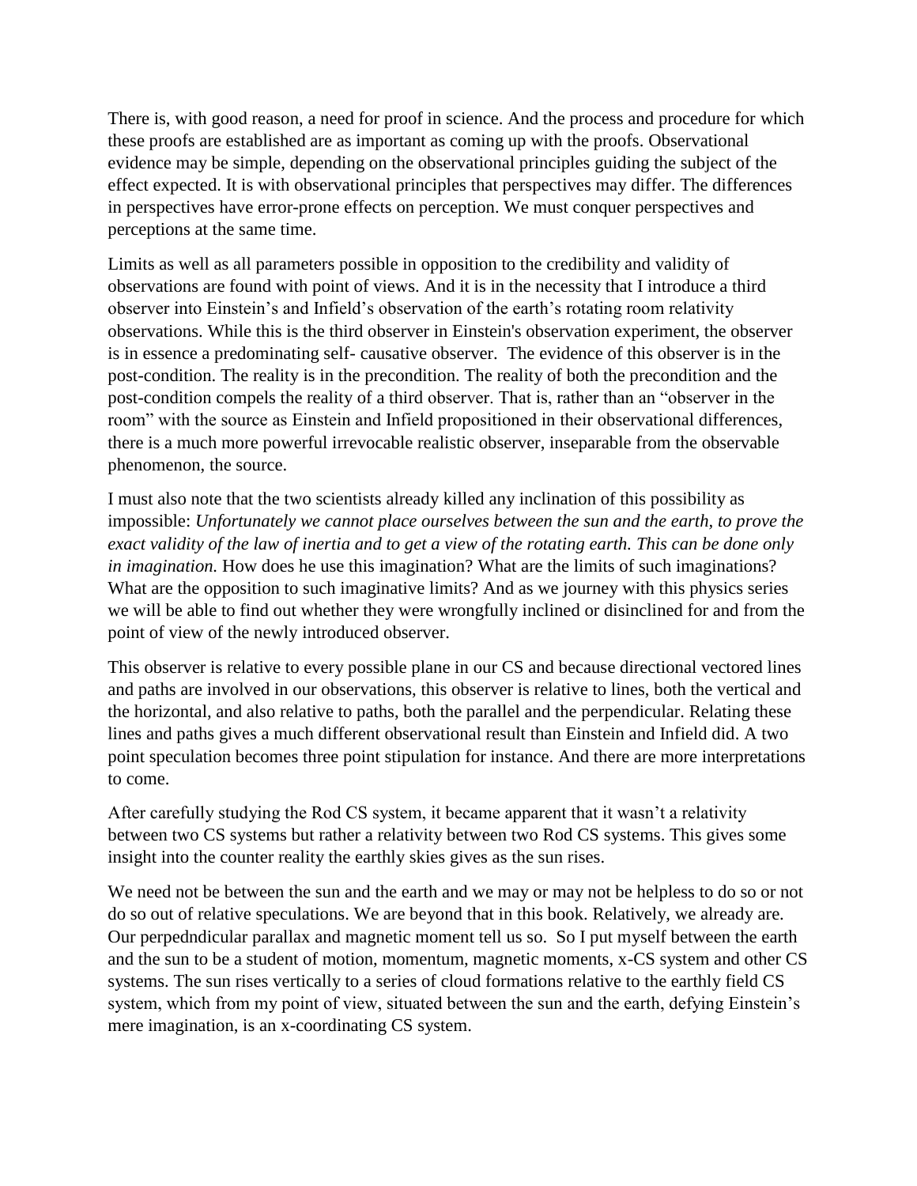There is, with good reason, a need for proof in science. And the process and procedure for which these proofs are established are as important as coming up with the proofs. Observational evidence may be simple, depending on the observational principles guiding the subject of the effect expected. It is with observational principles that perspectives may differ. The differences in perspectives have error-prone effects on perception. We must conquer perspectives and perceptions at the same time.

Limits as well as all parameters possible in opposition to the credibility and validity of observations are found with point of views. And it is in the necessity that I introduce a third observer into Einstein's and Infield's observation of the earth's rotating room relativity observations. While this is the third observer in Einstein's observation experiment, the observer is in essence a predominating self- causative observer. The evidence of this observer is in the post-condition. The reality is in the precondition. The reality of both the precondition and the post-condition compels the reality of a third observer. That is, rather than an "observer in the room" with the source as Einstein and Infield propositioned in their observational differences, there is a much more powerful irrevocable realistic observer, inseparable from the observable phenomenon, the source.

I must also note that the two scientists already killed any inclination of this possibility as impossible: *Unfortunately we cannot place ourselves between the sun and the earth, to prove the exact validity of the law of inertia and to get a view of the rotating earth. This can be done only in imagination.* How does he use this imagination? What are the limits of such imaginations? What are the opposition to such imaginative limits? And as we journey with this physics series we will be able to find out whether they were wrongfully inclined or disinclined for and from the point of view of the newly introduced observer.

This observer is relative to every possible plane in our CS and because directional vectored lines and paths are involved in our observations, this observer is relative to lines, both the vertical and the horizontal, and also relative to paths, both the parallel and the perpendicular. Relating these lines and paths gives a much different observational result than Einstein and Infield did. A two point speculation becomes three point stipulation for instance. And there are more interpretations to come.

After carefully studying the Rod CS system, it became apparent that it wasn't a relativity between two CS systems but rather a relativity between two Rod CS systems. This gives some insight into the counter reality the earthly skies gives as the sun rises.

We need not be between the sun and the earth and we may or may not be helpless to do so or not do so out of relative speculations. We are beyond that in this book. Relatively, we already are. Our perpedndicular parallax and magnetic moment tell us so. So I put myself between the earth and the sun to be a student of motion, momentum, magnetic moments, x-CS system and other CS systems. The sun rises vertically to a series of cloud formations relative to the earthly field CS system, which from my point of view, situated between the sun and the earth, defying Einstein's mere imagination, is an x-coordinating CS system.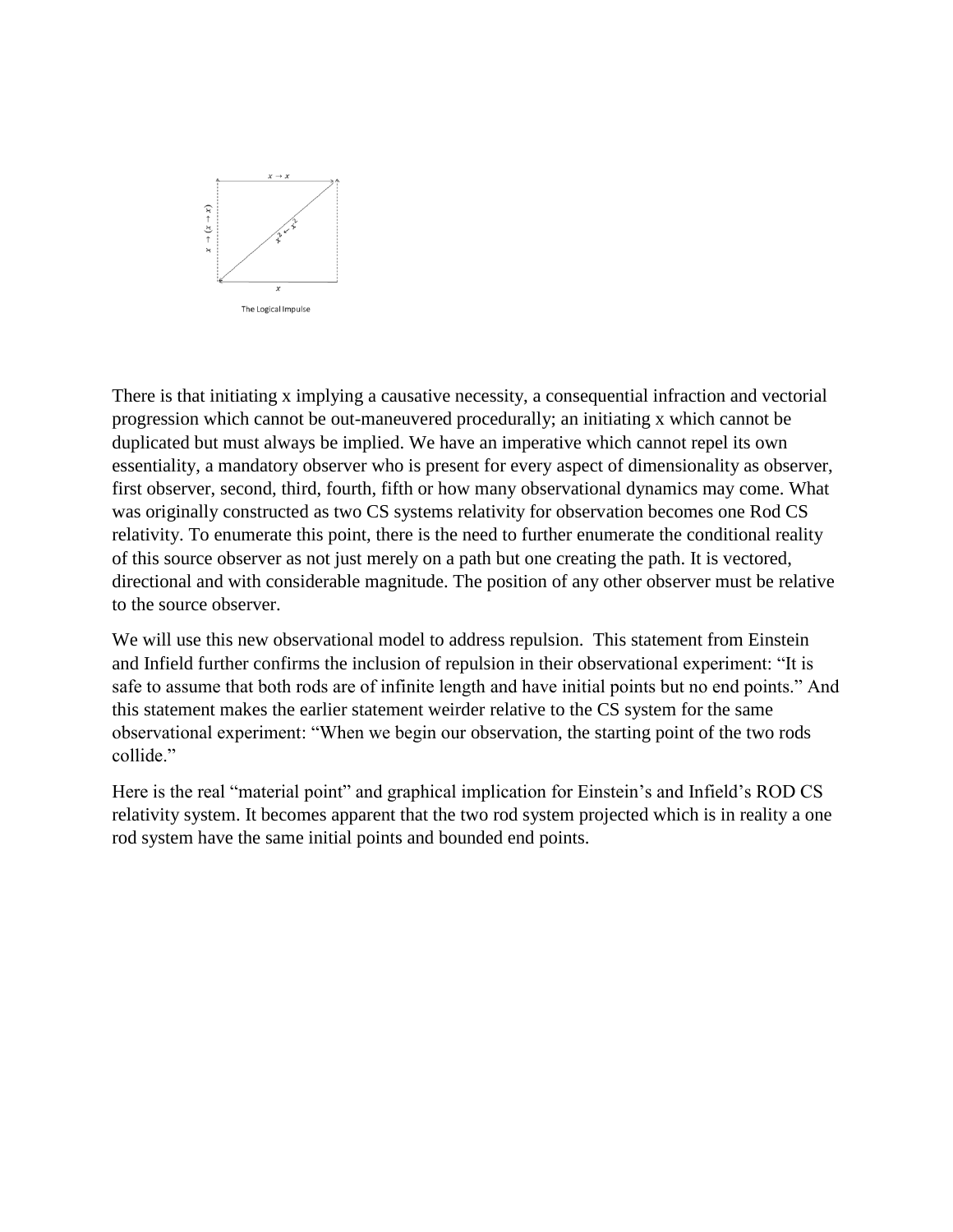The Logical Impulse

There is that initiating x implying a causative necessity, a consequential infraction and vectorial progression which cannot be out-maneuvered procedurally; an initiating x which cannot be duplicated but must always be implied. We have an imperative which cannot repel its own essentiality, a mandatory observer who is present for every aspect of dimensionality as observer, first observer, second, third, fourth, fifth or how many observational dynamics may come. What was originally constructed as two CS systems relativity for observation becomes one Rod CS relativity. To enumerate this point, there is the need to further enumerate the conditional reality of this source observer as not just merely on a path but one creating the path. It is vectored, directional and with considerable magnitude. The position of any other observer must be relative to the source observer.

We will use this new observational model to address repulsion. This statement from Einstein and Infield further confirms the inclusion of repulsion in their observational experiment: "It is safe to assume that both rods are of infinite length and have initial points but no end points." And this statement makes the earlier statement weirder relative to the CS system for the same observational experiment: "When we begin our observation, the starting point of the two rods collide."

Here is the real "material point" and graphical implication for Einstein's and Infield's ROD CS relativity system. It becomes apparent that the two rod system projected which is in reality a one rod system have the same initial points and bounded end points.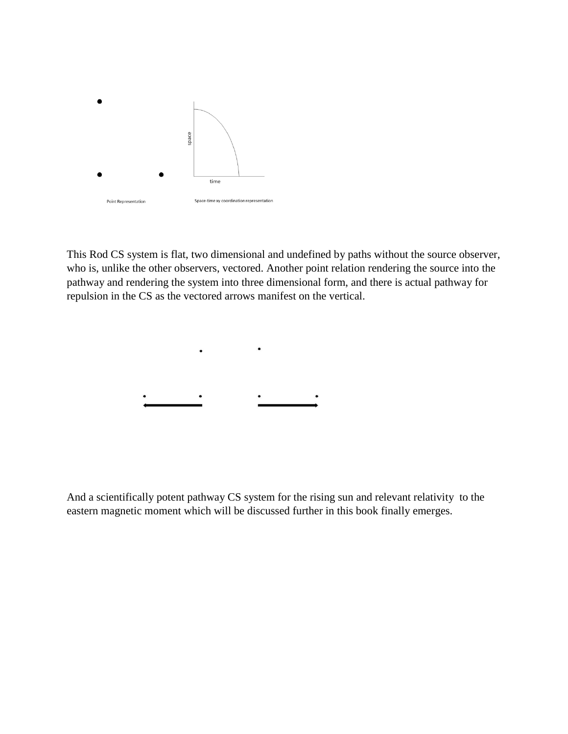Point Representation

Space-time xy coordination representation

This Rod CS system is flat, two dimensional and undefined by paths without the source observer, who is, unlike the other observers, vectored. Another point relation rendering the source into the pathway and rendering the system into three dimensional form, and there is actual pathway for repulsion in the CS as the vectored arrows manifest on the vertical.

And a scientifically potent pathway CS system for the rising sun and relevant relativity to the eastern magnetic moment which will be discussed further in this book finally emerges.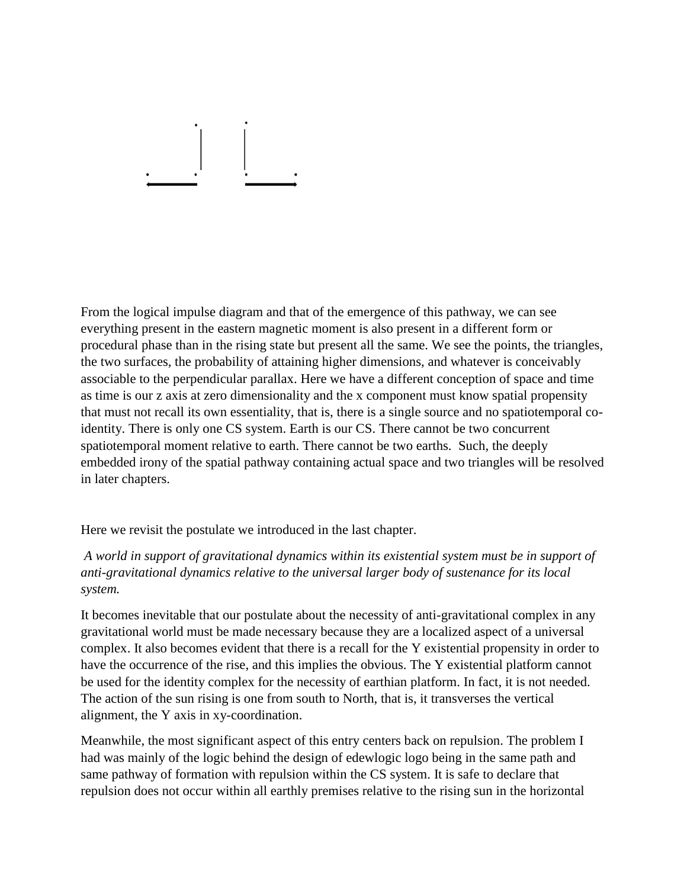From the logical impulse diagram and that of the emergence of this pathway, we can see everything present in the eastern magnetic moment is also present in a different form or procedural phase than in the rising state but present all the same. We see the points, the triangles, the two surfaces, the probability of attaining higher dimensions, and whatever is conceivably associable to the perpendicular parallax. Here we have a different conception of space and time as time is our z axis at zero dimensionality and the x component must know spatial propensity that must not recall its own essentiality, that is, there is a single source and no spatiotemporal co-identity. There is only one CS system. Earth is our CS. There cannot be two concurrent spatiotemporal moment relative to earth. There cannot be two earths. Such, the deeply embedded irony of the spatial pathway containing actual space and two triangles will be resolved in later chapters.

Here we revisit the postulate we introduced in the last chapter.

*A world in support of gravitational dynamics within its existential system must be in support of anti-gravitational dynamics relative to the universal larger body of sustenance for its local system.*

It becomes inevitable that our postulate about the necessity of anti-gravitational complex in any gravitational world must be made necessary because they are a localized aspect of a universal complex. It also becomes evident that there is a recall for the Y existential propensity in order to have the occurrence of the rise, and this implies the obvious. The Y existential platform cannot be used for the identity complex for the necessity of earthian platform. In fact, it is not needed. The action of the sun rising is one from south to North, that is, it transverses the vertical alignment, the Y axis in xy-coordination.

Meanwhile, the most significant aspect of this entry centers back on repulsion. The problem I had was mainly of the logic behind the design of edewlogic logo being in the same path and same pathway of formation with repulsion within the CS system. It is safe to declare that repulsion does not occur within all earthly premises relative to the rising sun in the horizontal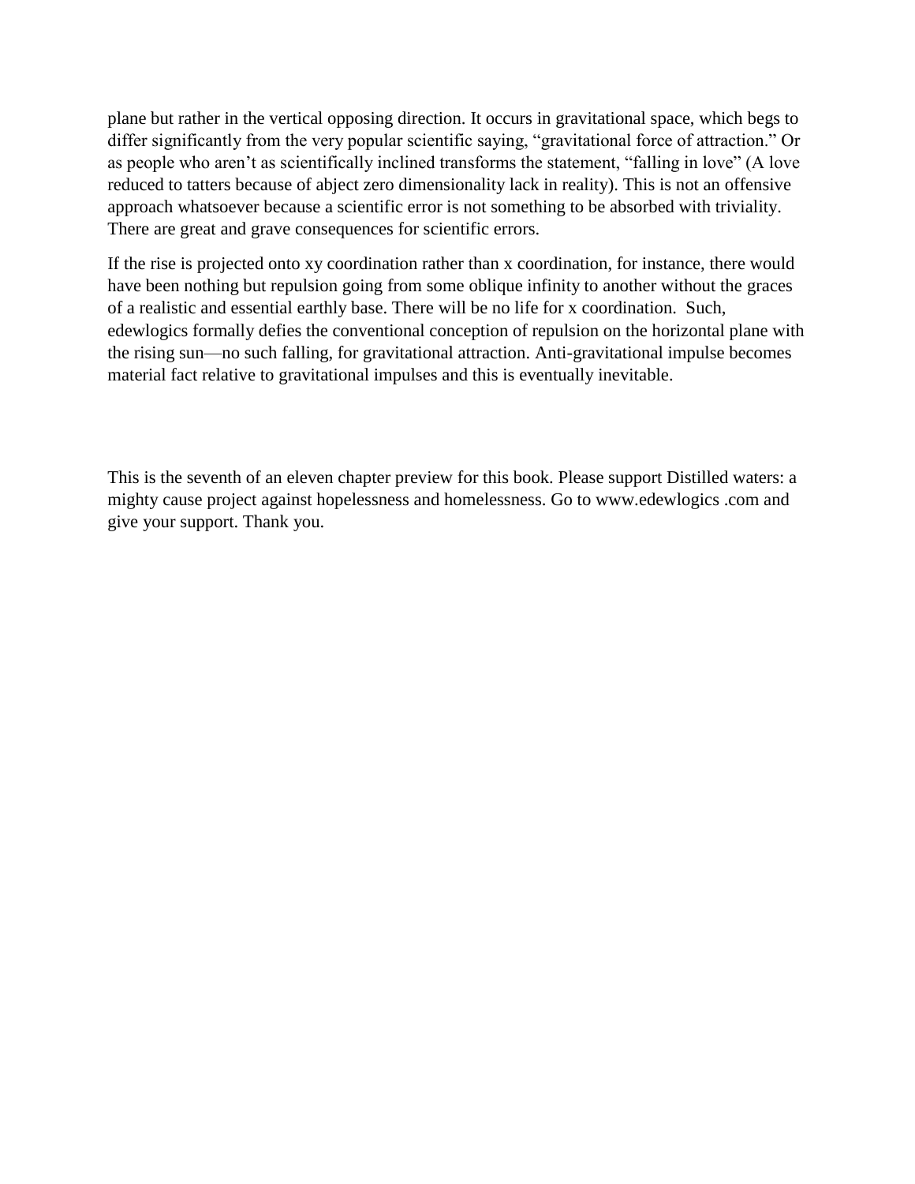plane but rather in the vertical opposing direction. It occurs in gravitational space, which begs to differ significantly from the very popular scientific saying, "gravitational force of attraction." Or as people who aren't as scientifically inclined transforms the statement, "falling in love" (A love reduced to tatters because of abject zero dimensionality lack in reality). This is not an offensive approach whatsoever because a scientific error is not something to be absorbed with triviality. There are great and grave consequences for scientific errors.

If the rise is projected onto xy coordination rather than x coordination, for instance, there would have been nothing but repulsion going from some oblique infinity to another without the graces of a realistic and essential earthly base. There will be no life for x coordination. Such, edewlogics formally defies the conventional conception of repulsion on the horizontal plane with the rising sun—no such falling, for gravitational attraction. Anti-gravitational impulse becomes material fact relative to gravitational impulses and this is eventually inevitable.

This is the seventh of an eleven chapter preview for this book. Please support Distilled waters: a mighty cause project against hopelessness and homelessness. Go to www.edewlogics .com and give your support. Thank you.